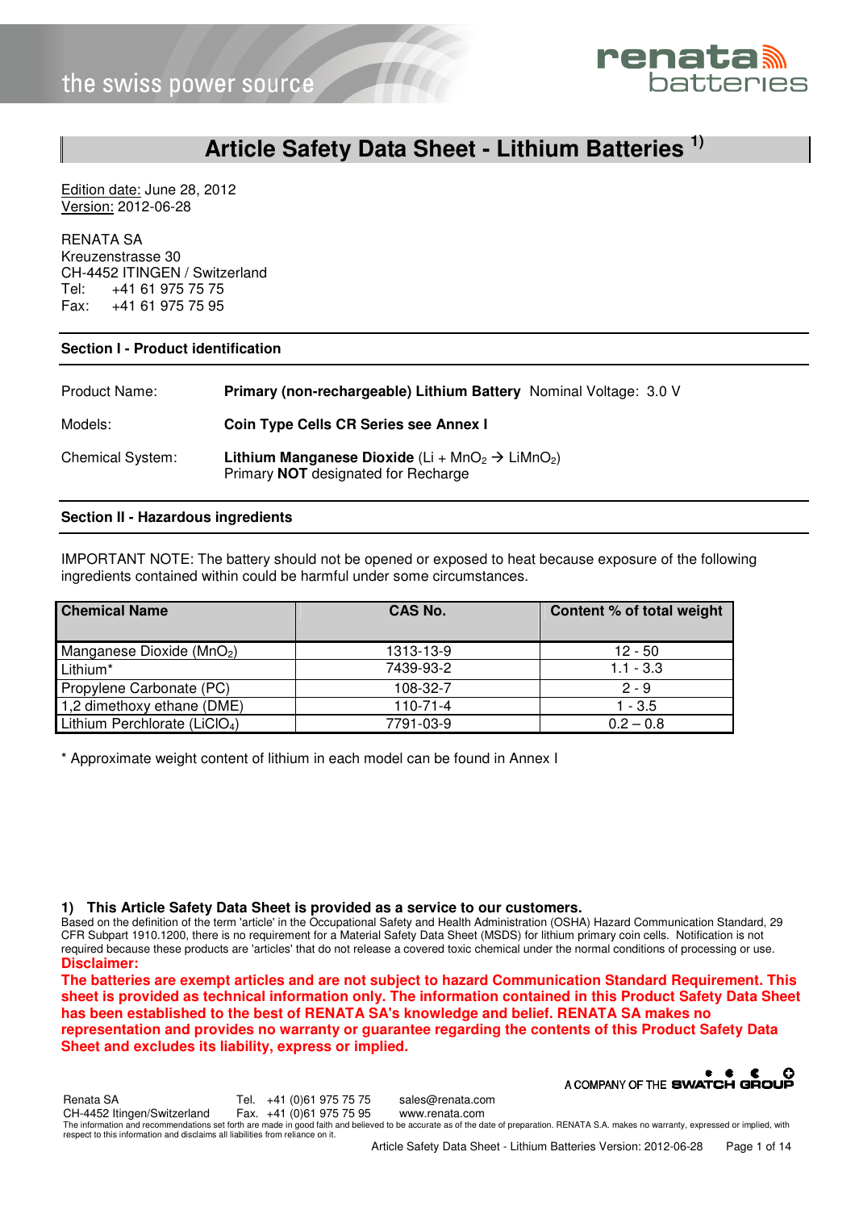the swiss power source

renata batteries

# Article Safety Data Sheet - Lithium Batteries [1)]

Edition date: June 28, 2012
Version: 2012-06-28

RENATA SA
Kreuzenstrasse 30
CH-4452 ITINGEN / Switzerland
Tel: +41 61 975 75 75
Fax: +41 61 975 75 95

## Section I - Product identification

| | |
|---|---|
| Product Name: | **Primary (non-rechargeable) Lithium Battery** Nominal Voltage: 3.0 V |
| Models: | **Coin Type Cells CR Series see Annex I** |
| Chemical System: | **Lithium Manganese Dioxide** ($Li + MnO_2 \rightarrow LiMnO_2$)<br>Primary **NOT** designated for Recharge |

## Section II - Hazardous ingredients

IMPORTANT NOTE: The battery should not be opened or exposed to heat because exposure of the following ingredients contained within could be harmful under some circumstances.

| Chemical Name | CAS No. | Content % of total weight |
|---|---|---|
| Manganese Dioxide ($MnO_2$) | 1313-13-9 | 12 - 50 |
| Lithium* | 7439-93-2 | 1.1 - 3.3 |
| Propylene Carbonate (PC) | 108-32-7 | 2 - 9 |
| 1,2 dimethoxy ethane (DME) | 110-71-4 | 1 - 3.5 |
| Lithium Perchlorate ($LiClO_4$) | 7791-03-9 | 0.2 – 0.8 |

* Approximate weight content of lithium in each model can be found in Annex I

**1) This Article Safety Data Sheet is provided as a service to our customers.**
Based on the definition of the term 'article' in the Occupational Safety and Health Administration (OSHA) Hazard Communication Standard, 29 CFR Subpart 1910.1200, there is no requirement for a Material Safety Data Sheet (MSDS) for lithium primary coin cells. Notification is not required because these products are 'articles' that do not release a covered toxic chemical under the normal conditions of processing or use.

**Disclaimer:**

**The batteries are exempt articles and are not subject to hazard Communication Standard Requirement. This sheet is provided as technical information only. The information contained in this Product Safety Data Sheet has been established to the best of RENATA SA's knowledge and belief. RENATA SA makes no representation and provides no warranty or guarantee regarding the contents of this Product Safety Data Sheet and excludes its liability, express or implied.**

A COMPANY OF THE SWATCH GROUP

Renata SA, CH-4452 Itingen/Switzerland — Tel. +41 (0)61 975 75 75 — Fax. +41 (0)61 975 75 95 — sales@renata.com — www.renata.com

The information and recommendations set forth are made in good faith and believed to be accurate as of the date of preparation. RENATA S.A. makes no warranty, expressed or implied, with respect to this information and disclaims all liabilities from reliance on it.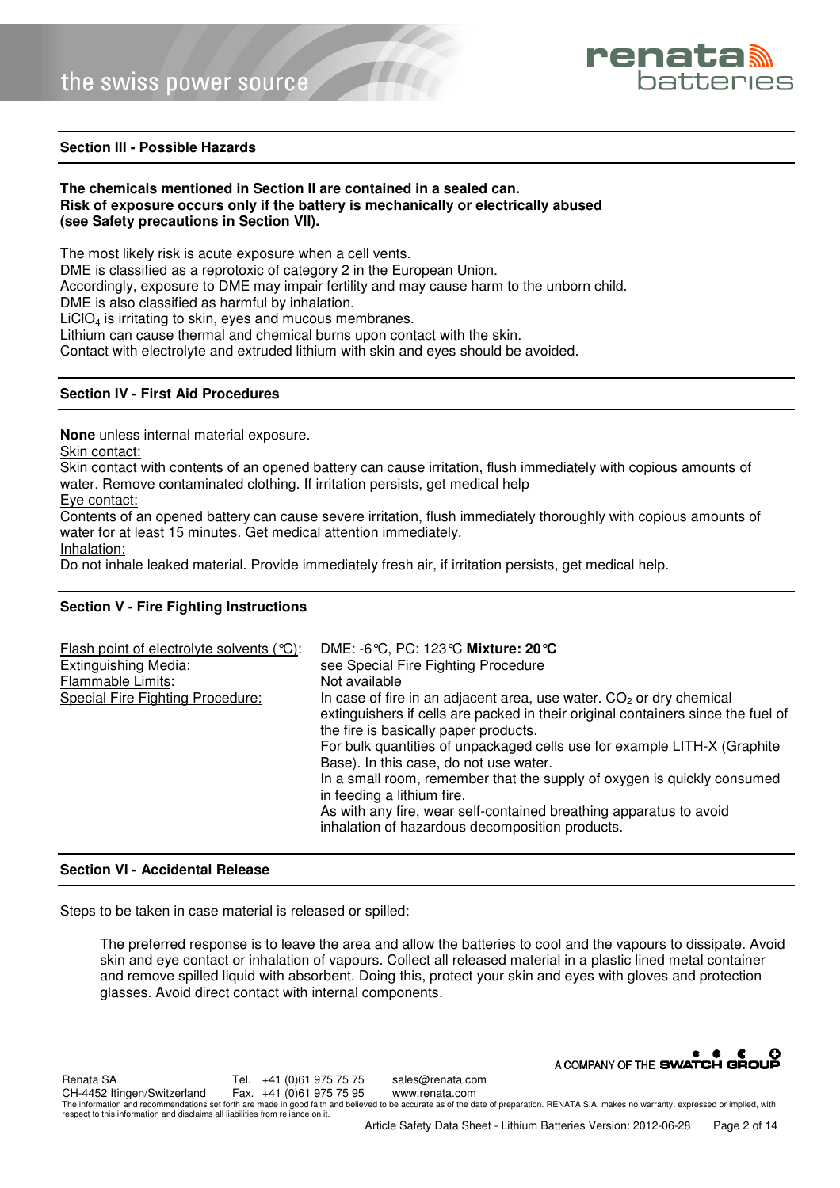## Section III - Possible Hazards

**The chemicals mentioned in Section II are contained in a sealed can.**
**Risk of exposure occurs only if the battery is mechanically or electrically abused**
**(see Safety precautions in Section VII).**

The most likely risk is acute exposure when a cell vents.
DME is classified as a reprotoxic of category 2 in the European Union.
Accordingly, exposure to DME may impair fertility and may cause harm to the unborn child.
DME is also classified as harmful by inhalation.
$LiClO_4$ is irritating to skin, eyes and mucous membranes.
Lithium can cause thermal and chemical burns upon contact with the skin.
Contact with electrolyte and extruded lithium with skin and eyes should be avoided.

## Section IV - First Aid Procedures

**None** unless internal material exposure.

Skin contact:
Skin contact with contents of an opened battery can cause irritation, flush immediately with copious amounts of water. Remove contaminated clothing. If irritation persists, get medical help

Eye contact:
Contents of an opened battery can cause severe irritation, flush immediately thoroughly with copious amounts of water for at least 15 minutes. Get medical attention immediately.

Inhalation:
Do not inhale leaked material. Provide immediately fresh air, if irritation persists, get medical help.

## Section V - Fire Fighting Instructions

| | |
|---|---|
| Flash point of electrolyte solvents (°C): | DME: -6°C, PC: 123°C **Mixture: 20°C** |
| Extinguishing Media: | see Special Fire Fighting Procedure |
| Flammable Limits: | Not available |
| Special Fire Fighting Procedure: | In case of fire in an adjacent area, use water. $CO_2$ or dry chemical extinguishers if cells are packed in their original containers since the fuel of the fire is basically paper products. For bulk quantities of unpackaged cells use for example LITH-X (Graphite Base). In this case, do not use water. In a small room, remember that the supply of oxygen is quickly consumed in feeding a lithium fire. As with any fire, wear self-contained breathing apparatus to avoid inhalation of hazardous decomposition products. |

## Section VI - Accidental Release

Steps to be taken in case material is released or spilled:

The preferred response is to leave the area and allow the batteries to cool and the vapours to dissipate. Avoid skin and eye contact or inhalation of vapours. Collect all released material in a plastic lined metal container and remove spilled liquid with absorbent. Doing this, protect your skin and eyes with gloves and protection glasses. Avoid direct contact with internal components.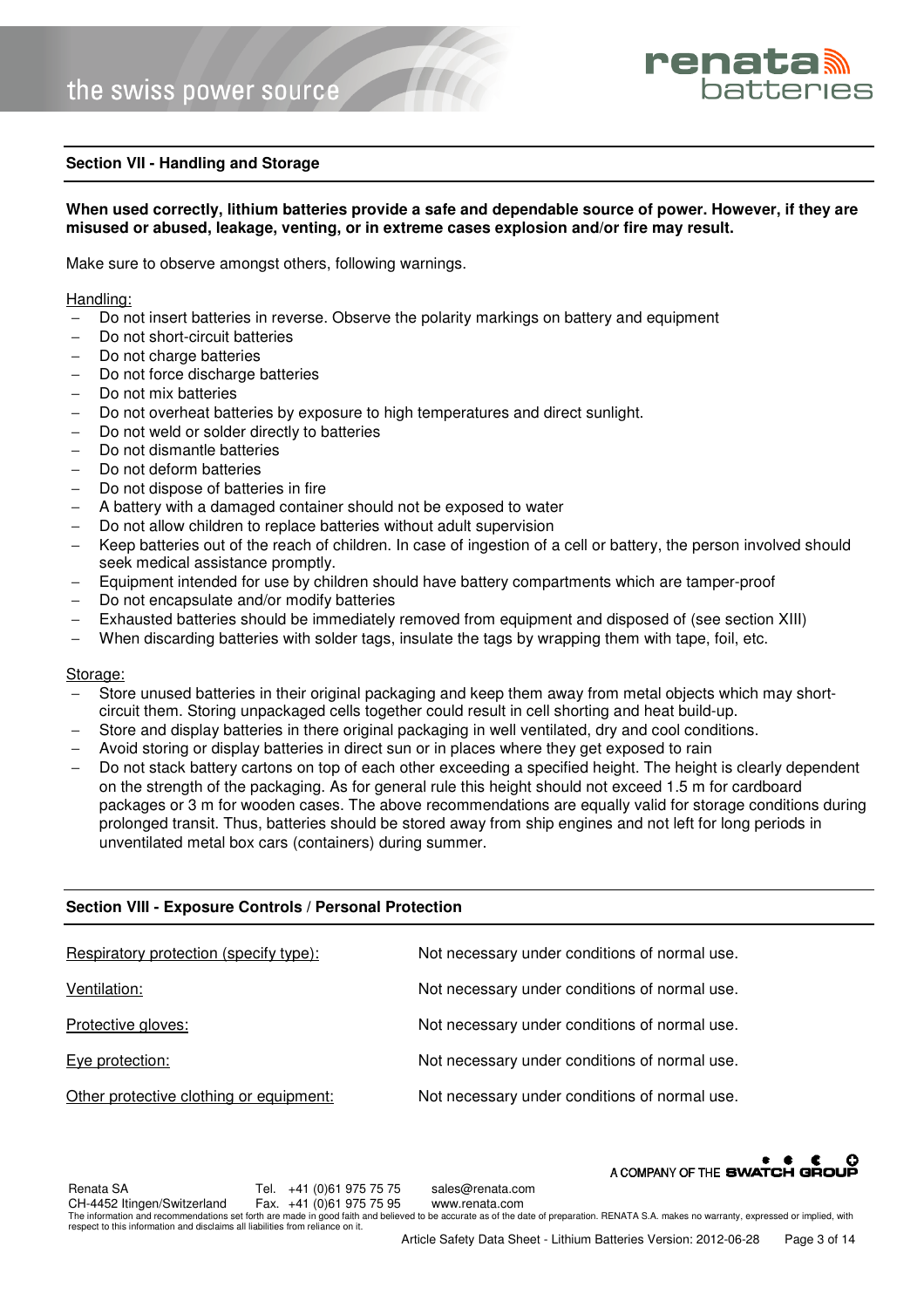## Section VII - Handling and Storage

**When used correctly, lithium batteries provide a safe and dependable source of power. However, if they are misused or abused, leakage, venting, or in extreme cases explosion and/or fire may result.**

Make sure to observe amongst others, following warnings.

Handling:

- Do not insert batteries in reverse. Observe the polarity markings on battery and equipment
- Do not short-circuit batteries
- Do not charge batteries
- Do not force discharge batteries
- Do not mix batteries
- Do not overheat batteries by exposure to high temperatures and direct sunlight.
- Do not weld or solder directly to batteries
- Do not dismantle batteries
- Do not deform batteries
- Do not dispose of batteries in fire
- A battery with a damaged container should not be exposed to water
- Do not allow children to replace batteries without adult supervision
- Keep batteries out of the reach of children. In case of ingestion of a cell or battery, the person involved should seek medical assistance promptly.
- Equipment intended for use by children should have battery compartments which are tamper-proof
- Do not encapsulate and/or modify batteries
- Exhausted batteries should be immediately removed from equipment and disposed of (see section XIII)
- When discarding batteries with solder tags, insulate the tags by wrapping them with tape, foil, etc.

Storage:

- Store unused batteries in their original packaging and keep them away from metal objects which may short-circuit them. Storing unpackaged cells together could result in cell shorting and heat build-up.
- Store and display batteries in there original packaging in well ventilated, dry and cool conditions.
- Avoid storing or display batteries in direct sun or in places where they get exposed to rain
- Do not stack battery cartons on top of each other exceeding a specified height. The height is clearly dependent on the strength of the packaging. As for general rule this height should not exceed 1.5 m for cardboard packages or 3 m for wooden cases. The above recommendations are equally valid for storage conditions during prolonged transit. Thus, batteries should be stored away from ship engines and not left for long periods in unventilated metal box cars (containers) during summer.

## Section VIII - Exposure Controls / Personal Protection

| | |
|---|---|
| Respiratory protection (specify type): | Not necessary under conditions of normal use. |
| Ventilation: | Not necessary under conditions of normal use. |
| Protective gloves: | Not necessary under conditions of normal use. |
| Eye protection: | Not necessary under conditions of normal use. |
| Other protective clothing or equipment: | Not necessary under conditions of normal use. |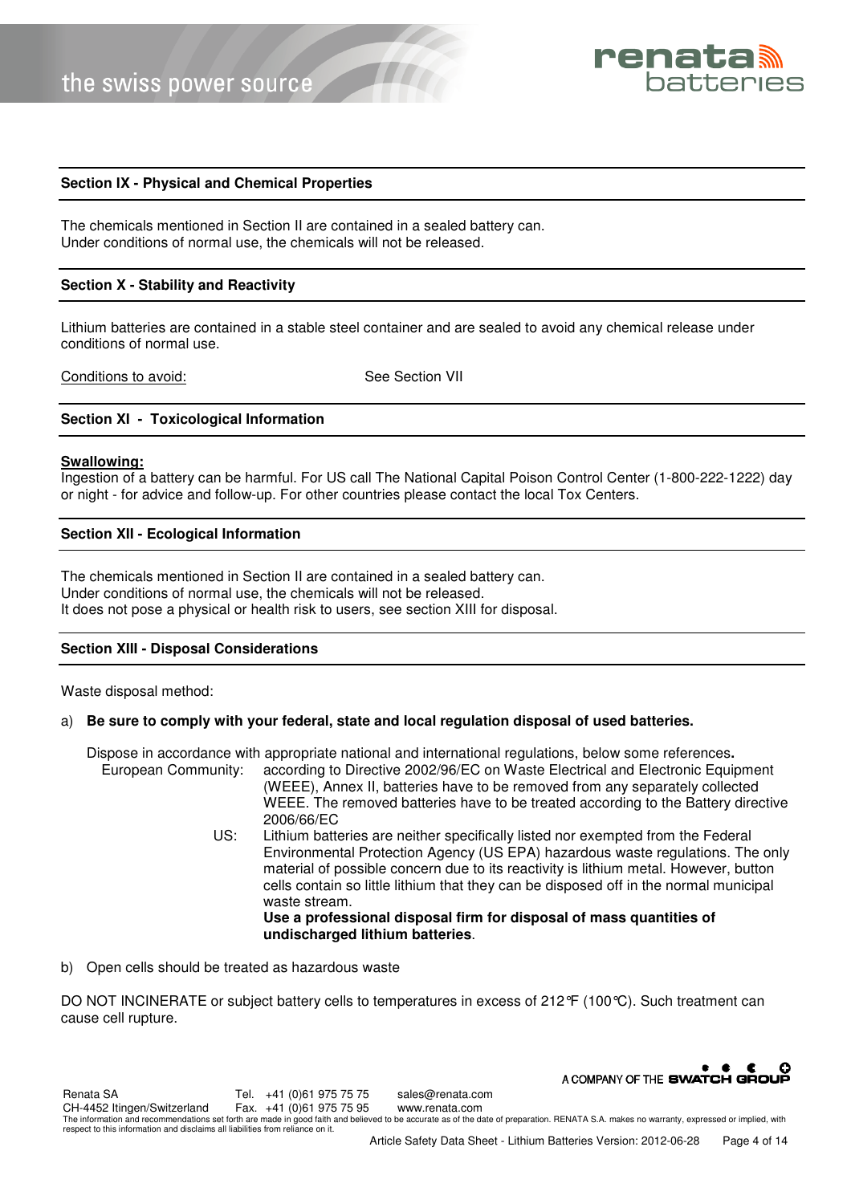## Section IX - Physical and Chemical Properties

The chemicals mentioned in Section II are contained in a sealed battery can.
Under conditions of normal use, the chemicals will not be released.

## Section X - Stability and Reactivity

Lithium batteries are contained in a stable steel container and are sealed to avoid any chemical release under conditions of normal use.

Conditions to avoid: See Section VII

## Section XI - Toxicological Information

**Swallowing:**
Ingestion of a battery can be harmful. For US call The National Capital Poison Control Center (1-800-222-1222) day or night - for advice and follow-up. For other countries please contact the local Tox Centers.

## Section XII - Ecological Information

The chemicals mentioned in Section II are contained in a sealed battery can.
Under conditions of normal use, the chemicals will not be released.
It does not pose a physical or health risk to users, see section XIII for disposal.

## Section XIII - Disposal Considerations

Waste disposal method:

a) **Be sure to comply with your federal, state and local regulation disposal of used batteries.**

Dispose in accordance with appropriate national and international regulations, below some references**.**

European Community: according to Directive 2002/96/EC on Waste Electrical and Electronic Equipment (WEEE), Annex II, batteries have to be removed from any separately collected WEEE. The removed batteries have to be treated according to the Battery directive 2006/66/EC

US: Lithium batteries are neither specifically listed nor exempted from the Federal Environmental Protection Agency (US EPA) hazardous waste regulations. The only material of possible concern due to its reactivity is lithium metal. However, button cells contain so little lithium that they can be disposed off in the normal municipal waste stream.
**Use a professional disposal firm for disposal of mass quantities of undischarged lithium batteries**.

b) Open cells should be treated as hazardous waste

DO NOT INCINERATE or subject battery cells to temperatures in excess of 212°F (100°C). Such treatment can cause cell rupture.

Renata SA
CH-4452 Itingen/Switzerland
Tel. +41 (0)61 975 75 75
Fax. +41 (0)61 975 75 95
sales@renata.com
www.renata.com

The information and recommendations set forth are made in good faith and believed to be accurate as of the date of preparation. RENATA S.A. makes no warranty, expressed or implied, with respect to this information and disclaims all liabilities from reliance on it.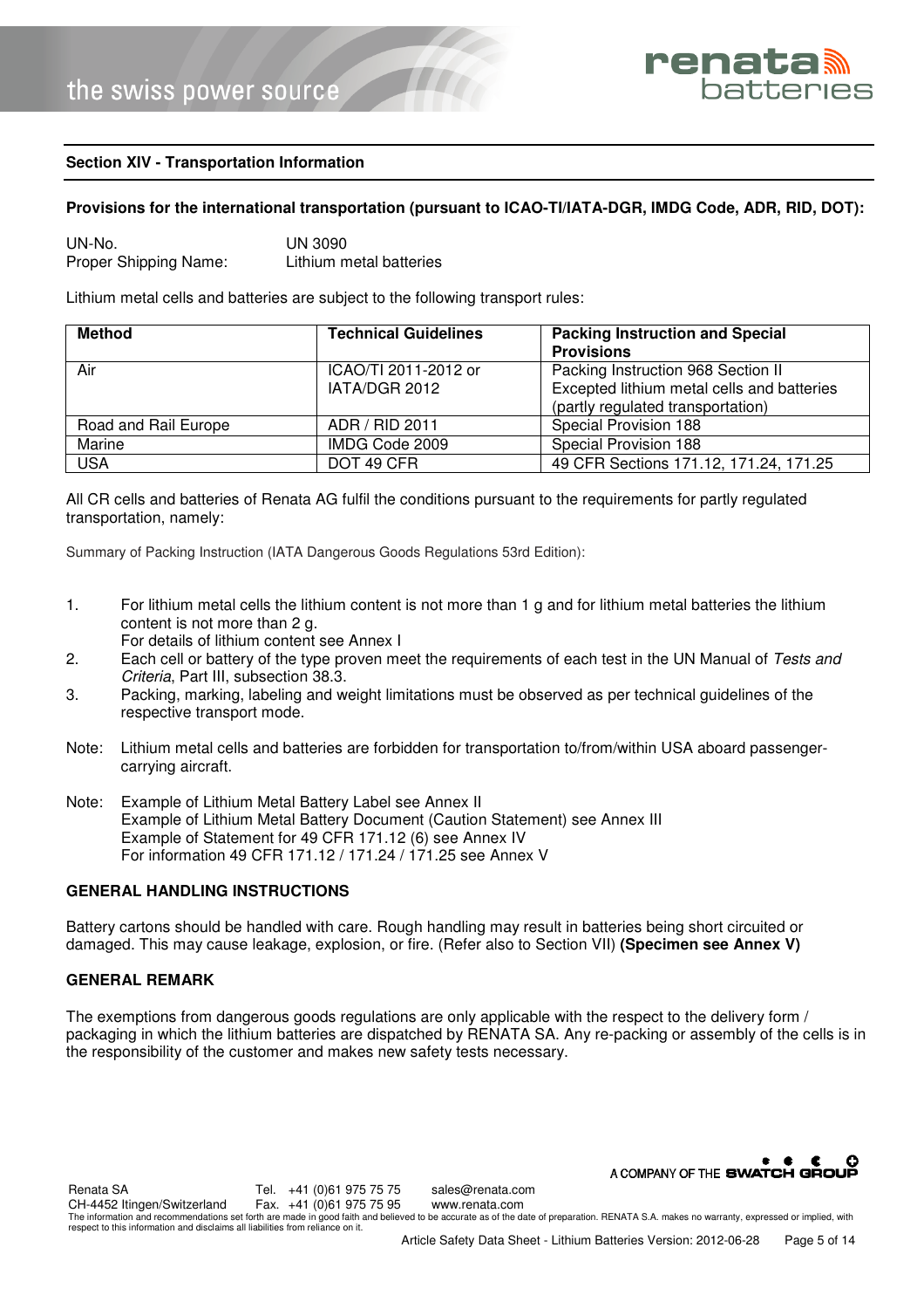## Section XIV - Transportation Information

**Provisions for the international transportation (pursuant to ICAO-TI/IATA-DGR, IMDG Code, ADR, RID, DOT):**

UN-No.: UN 3090
Proper Shipping Name: Lithium metal batteries

Lithium metal cells and batteries are subject to the following transport rules:

| Method | Technical Guidelines | Packing Instruction and Special Provisions |
|---|---|---|
| Air | ICAO/TI 2011-2012 or IATA/DGR 2012 | Packing Instruction 968 Section II Excepted lithium metal cells and batteries (partly regulated transportation) |
| Road and Rail Europe | ADR / RID 2011 | Special Provision 188 |
| Marine | IMDG Code 2009 | Special Provision 188 |
| USA | DOT 49 CFR | 49 CFR Sections 171.12, 171.24, 171.25 |

All CR cells and batteries of Renata AG fulfil the conditions pursuant to the requirements for partly regulated transportation, namely:

Summary of Packing Instruction (IATA Dangerous Goods Regulations 53rd Edition):

1. For lithium metal cells the lithium content is not more than 1 g and for lithium metal batteries the lithium content is not more than 2 g.
   For details of lithium content see Annex I
2. Each cell or battery of the type proven meet the requirements of each test in the UN Manual of *Tests and Criteria*, Part III, subsection 38.3.
3. Packing, marking, labeling and weight limitations must be observed as per technical guidelines of the respective transport mode.

Note: Lithium metal cells and batteries are forbidden for transportation to/from/within USA aboard passenger-carrying aircraft.

Note: Example of Lithium Metal Battery Label see Annex II
Example of Lithium Metal Battery Document (Caution Statement) see Annex III
Example of Statement for 49 CFR 171.12 (6) see Annex IV
For information 49 CFR 171.12 / 171.24 / 171.25 see Annex V

### GENERAL HANDLING INSTRUCTIONS

Battery cartons should be handled with care. Rough handling may result in batteries being short circuited or damaged. This may cause leakage, explosion, or fire. (Refer also to Section VII) **(Specimen see Annex V)**

### GENERAL REMARK

The exemptions from dangerous goods regulations are only applicable with the respect to the delivery form / packaging in which the lithium batteries are dispatched by RENATA SA. Any re-packing or assembly of the cells is in the responsibility of the customer and makes new safety tests necessary.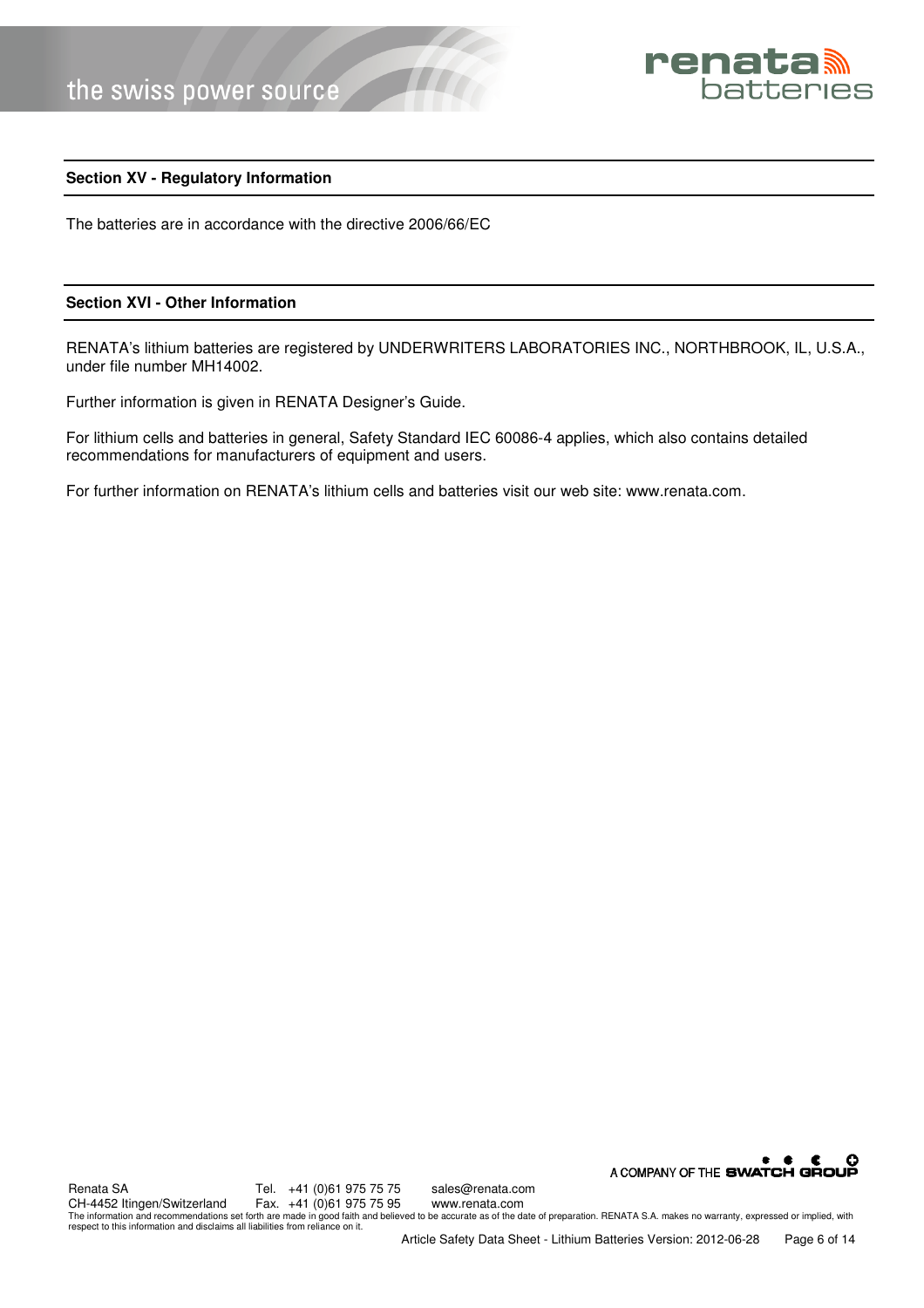## Section XV - Regulatory Information

The batteries are in accordance with the directive 2006/66/EC

## Section XVI - Other Information

RENATA's lithium batteries are registered by UNDERWRITERS LABORATORIES INC., NORTHBROOK, IL, U.S.A., under file number MH14002.

Further information is given in RENATA Designer's Guide.

For lithium cells and batteries in general, Safety Standard IEC 60086-4 applies, which also contains detailed recommendations for manufacturers of equipment and users.

For further information on RENATA's lithium cells and batteries visit our web site: www.renata.com.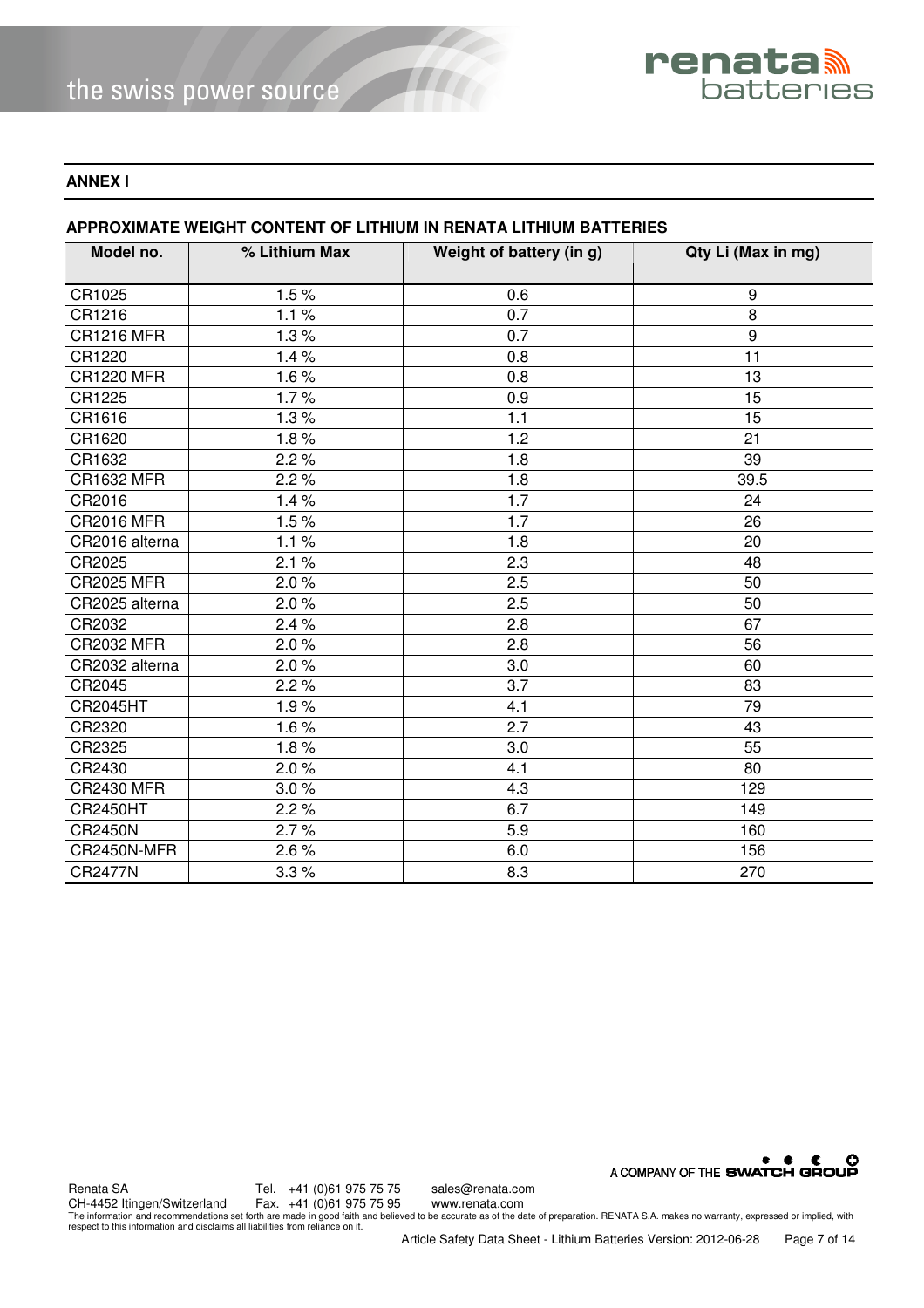## ANNEX I

### APPROXIMATE WEIGHT CONTENT OF LITHIUM IN RENATA LITHIUM BATTERIES

| Model no. | % Lithium Max | Weight of battery (in g) | Qty Li (Max in mg) |
|---|---|---|---|
| CR1025 | 1.5 % | 0.6 | 9 |
| CR1216 | 1.1 % | 0.7 | 8 |
| CR1216 MFR | 1.3 % | 0.7 | 9 |
| CR1220 | 1.4 % | 0.8 | 11 |
| CR1220 MFR | 1.6 % | 0.8 | 13 |
| CR1225 | 1.7 % | 0.9 | 15 |
| CR1616 | 1.3 % | 1.1 | 15 |
| CR1620 | 1.8 % | 1.2 | 21 |
| CR1632 | 2.2 % | 1.8 | 39 |
| CR1632 MFR | 2.2 % | 1.8 | 39.5 |
| CR2016 | 1.4 % | 1.7 | 24 |
| CR2016 MFR | 1.5 % | 1.7 | 26 |
| CR2016 alterna | 1.1 % | 1.8 | 20 |
| CR2025 | 2.1 % | 2.3 | 48 |
| CR2025 MFR | 2.0 % | 2.5 | 50 |
| CR2025 alterna | 2.0 % | 2.5 | 50 |
| CR2032 | 2.4 % | 2.8 | 67 |
| CR2032 MFR | 2.0 % | 2.8 | 56 |
| CR2032 alterna | 2.0 % | 3.0 | 60 |
| CR2045 | 2.2 % | 3.7 | 83 |
| CR2045HT | 1.9 % | 4.1 | 79 |
| CR2320 | 1.6 % | 2.7 | 43 |
| CR2325 | 1.8 % | 3.0 | 55 |
| CR2430 | 2.0 % | 4.1 | 80 |
| CR2430 MFR | 3.0 % | 4.3 | 129 |
| CR2450HT | 2.2 % | 6.7 | 149 |
| CR2450N | 2.7 % | 5.9 | 160 |
| CR2450N-MFR | 2.6 % | 6.0 | 156 |
| CR2477N | 3.3 % | 8.3 | 270 |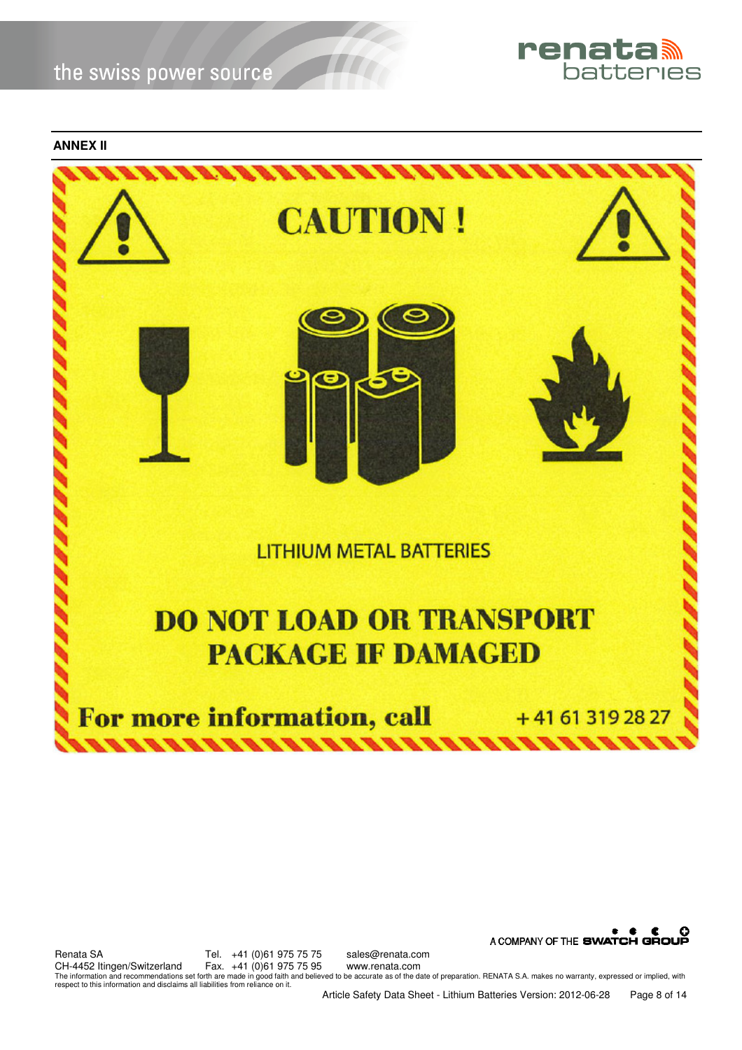**ANNEX II**

# CAUTION !

LITHIUM METAL BATTERIES

**DO NOT LOAD OR TRANSPORT PACKAGE IF DAMAGED**

**For more information, call** + 41 61 319 28 27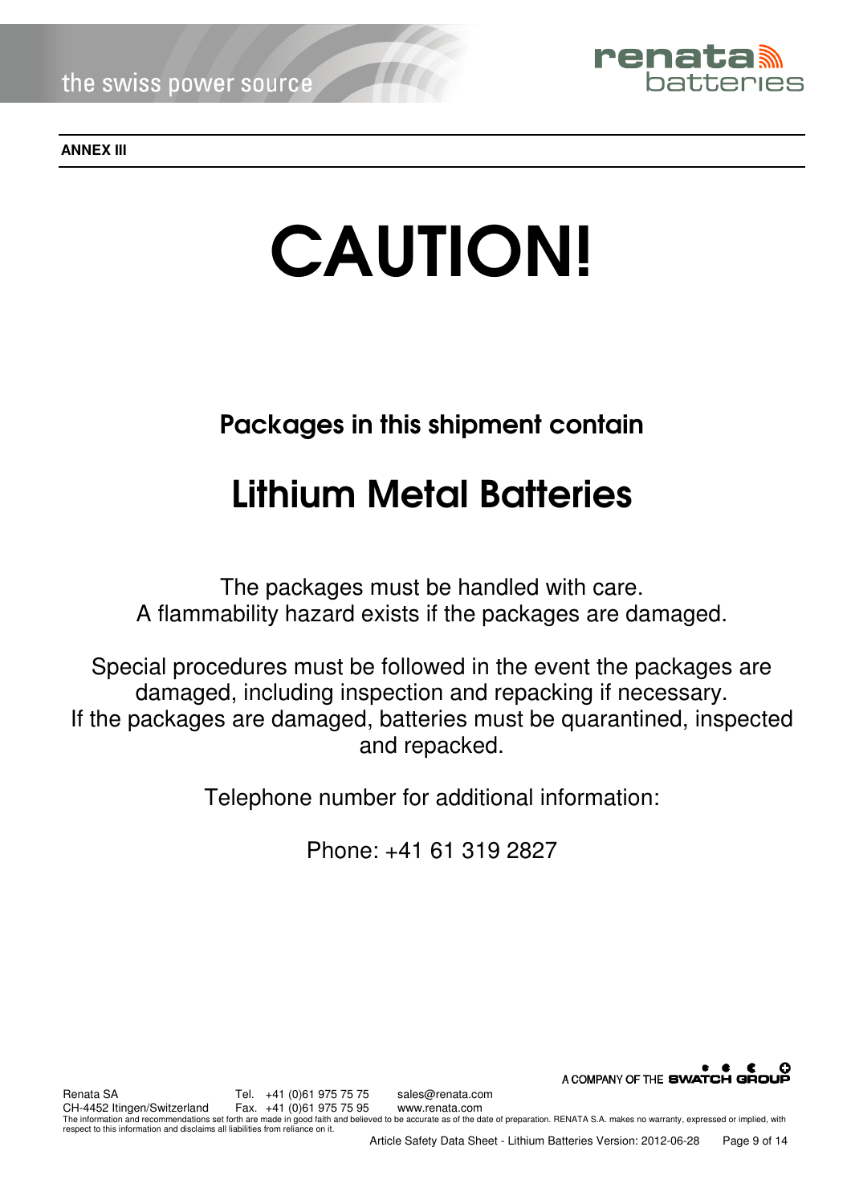**ANNEX III**

# CAUTION!

## Packages in this shipment contain

# Lithium Metal Batteries

The packages must be handled with care.
A flammability hazard exists if the packages are damaged.

Special procedures must be followed in the event the packages are damaged, including inspection and repacking if necessary.
If the packages are damaged, batteries must be quarantined, inspected and repacked.

Telephone number for additional information:

Phone: +41 61 319 2827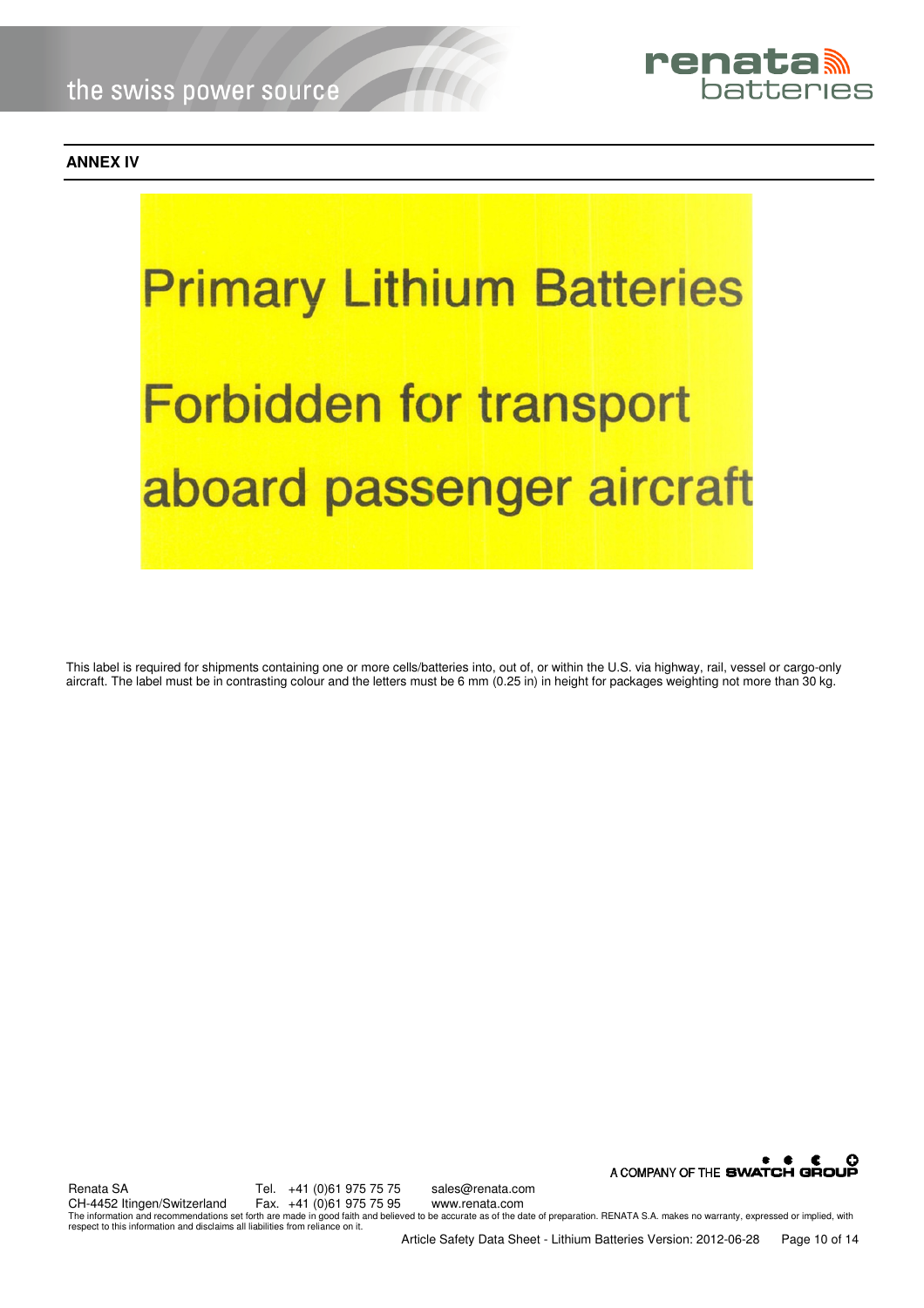## ANNEX IV

**Primary Lithium Batteries**

**Forbidden for transport aboard passenger aircraft**

This label is required for shipments containing one or more cells/batteries into, out of, or within the U.S. via highway, rail, vessel or cargo-only aircraft. The label must be in contrasting colour and the letters must be 6 mm (0.25 in) in height for packages weighting not more than 30 kg.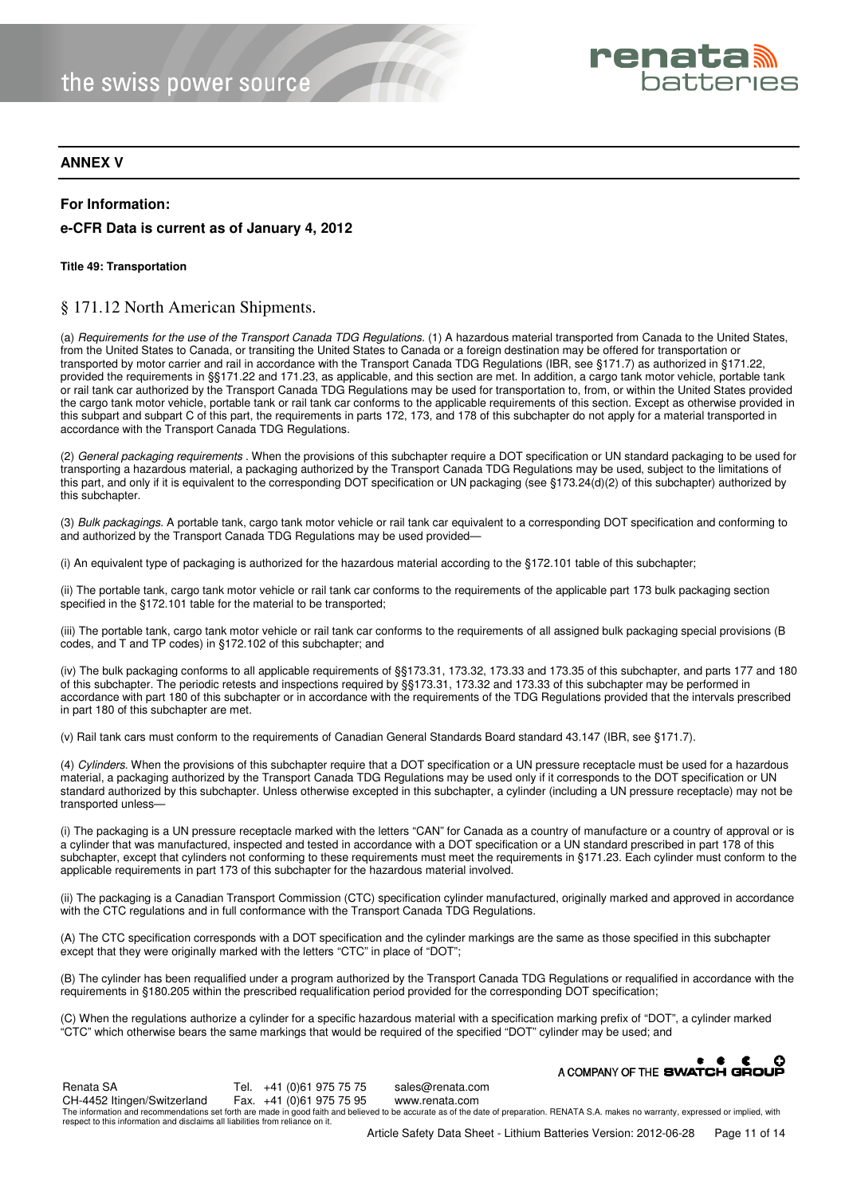## ANNEX V

**For Information:**

**e-CFR Data is current as of January 4, 2012**

**Title 49: Transportation**

### § 171.12 North American Shipments.

(a) *Requirements for the use of the Transport Canada TDG Regulations.* (1) A hazardous material transported from Canada to the United States, from the United States to Canada, or transiting the United States to Canada or a foreign destination may be offered for transportation or transported by motor carrier and rail in accordance with the Transport Canada TDG Regulations (IBR, see §171.7) as authorized in §171.22, provided the requirements in §§171.22 and 171.23, as applicable, and this section are met. In addition, a cargo tank motor vehicle, portable tank or rail tank car authorized by the Transport Canada TDG Regulations may be used for transportation to, from, or within the United States provided the cargo tank motor vehicle, portable tank or rail tank car conforms to the applicable requirements of this section. Except as otherwise provided in this subpart and subpart C of this part, the requirements in parts 172, 173, and 178 of this subchapter do not apply for a material transported in accordance with the Transport Canada TDG Regulations.

(2) *General packaging requirements* . When the provisions of this subchapter require a DOT specification or UN standard packaging to be used for transporting a hazardous material, a packaging authorized by the Transport Canada TDG Regulations may be used, subject to the limitations of this part, and only if it is equivalent to the corresponding DOT specification or UN packaging (see §173.24(d)(2) of this subchapter) authorized by this subchapter.

(3) *Bulk packagings.* A portable tank, cargo tank motor vehicle or rail tank car equivalent to a corresponding DOT specification and conforming to and authorized by the Transport Canada TDG Regulations may be used provided—

(i) An equivalent type of packaging is authorized for the hazardous material according to the §172.101 table of this subchapter;

(ii) The portable tank, cargo tank motor vehicle or rail tank car conforms to the requirements of the applicable part 173 bulk packaging section specified in the §172.101 table for the material to be transported;

(iii) The portable tank, cargo tank motor vehicle or rail tank car conforms to the requirements of all assigned bulk packaging special provisions (B codes, and T and TP codes) in §172.102 of this subchapter; and

(iv) The bulk packaging conforms to all applicable requirements of §§173.31, 173.32, 173.33 and 173.35 of this subchapter, and parts 177 and 180 of this subchapter. The periodic retests and inspections required by §§173.31, 173.32 and 173.33 of this subchapter may be performed in accordance with part 180 of this subchapter or in accordance with the requirements of the TDG Regulations provided that the intervals prescribed in part 180 of this subchapter are met.

(v) Rail tank cars must conform to the requirements of Canadian General Standards Board standard 43.147 (IBR, see §171.7).

(4) *Cylinders.* When the provisions of this subchapter require that a DOT specification or a UN pressure receptacle must be used for a hazardous material, a packaging authorized by the Transport Canada TDG Regulations may be used only if it corresponds to the DOT specification or UN standard authorized by this subchapter. Unless otherwise excepted in this subchapter, a cylinder (including a UN pressure receptacle) may not be transported unless—

(i) The packaging is a UN pressure receptacle marked with the letters "CAN" for Canada as a country of manufacture or a country of approval or is a cylinder that was manufactured, inspected and tested in accordance with a DOT specification or a UN standard prescribed in part 178 of this subchapter, except that cylinders not conforming to these requirements must meet the requirements in §171.23. Each cylinder must conform to the applicable requirements in part 173 of this subchapter for the hazardous material involved.

(ii) The packaging is a Canadian Transport Commission (CTC) specification cylinder manufactured, originally marked and approved in accordance with the CTC regulations and in full conformance with the Transport Canada TDG Regulations.

(A) The CTC specification corresponds with a DOT specification and the cylinder markings are the same as those specified in this subchapter except that they were originally marked with the letters "CTC" in place of "DOT";

(B) The cylinder has been requalified under a program authorized by the Transport Canada TDG Regulations or requalified in accordance with the requirements in §180.205 within the prescribed requalification period provided for the corresponding DOT specification;

(C) When the regulations authorize a cylinder for a specific hazardous material with a specification marking prefix of "DOT", a cylinder marked "CTC" which otherwise bears the same markings that would be required of the specified "DOT" cylinder may be used; and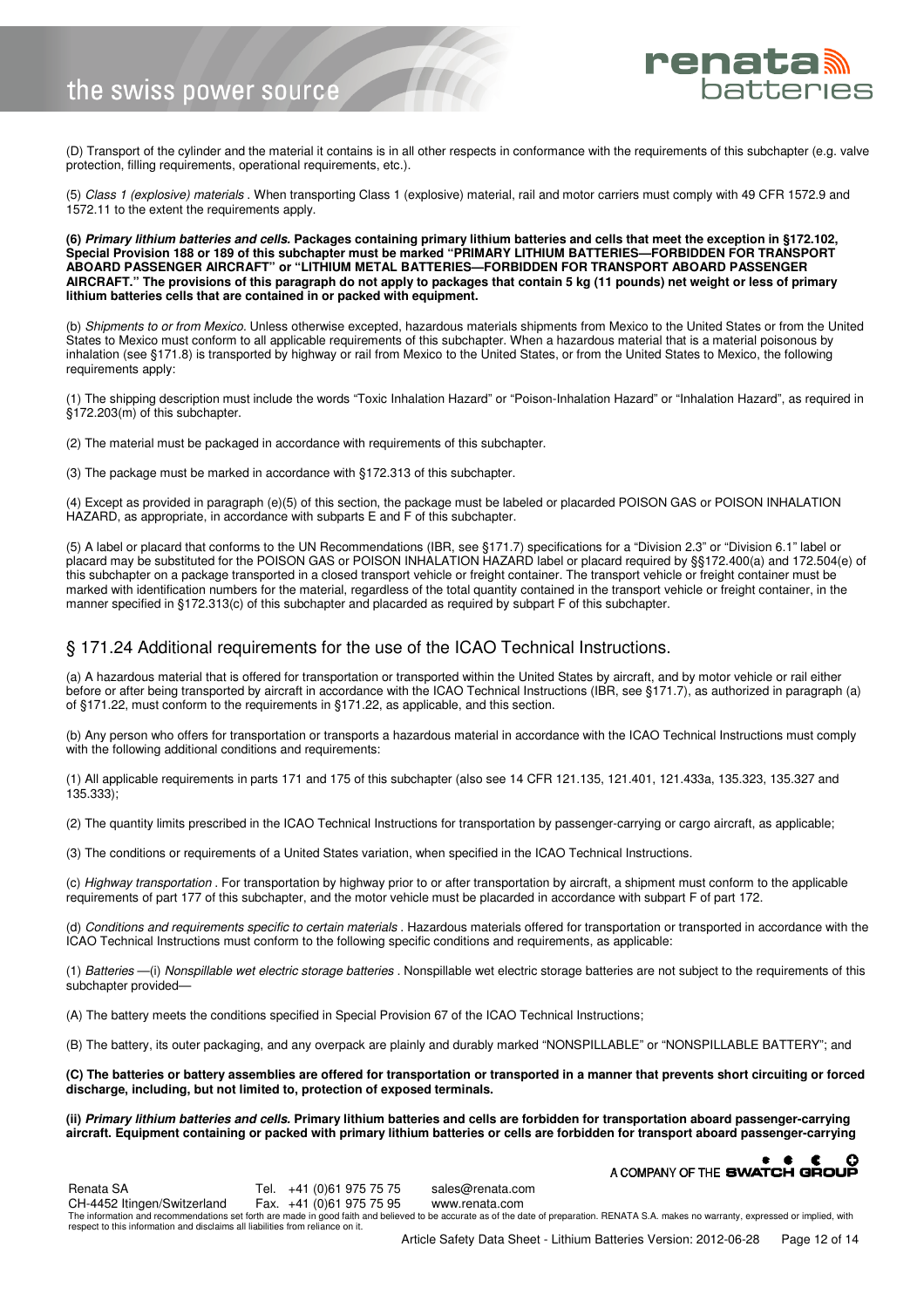(D) Transport of the cylinder and the material it contains is in all other respects in conformance with the requirements of this subchapter (e.g. valve protection, filling requirements, operational requirements, etc.).

(5) *Class 1 (explosive) materials* . When transporting Class 1 (explosive) material, rail and motor carriers must comply with 49 CFR 1572.9 and 1572.11 to the extent the requirements apply.

**(6) *Primary lithium batteries and cells.* Packages containing primary lithium batteries and cells that meet the exception in §172.102, Special Provision 188 or 189 of this subchapter must be marked "PRIMARY LITHIUM BATTERIES—FORBIDDEN FOR TRANSPORT ABOARD PASSENGER AIRCRAFT" or "LITHIUM METAL BATTERIES—FORBIDDEN FOR TRANSPORT ABOARD PASSENGER AIRCRAFT." The provisions of this paragraph do not apply to packages that contain 5 kg (11 pounds) net weight or less of primary lithium batteries cells that are contained in or packed with equipment.**

(b) *Shipments to or from Mexico.* Unless otherwise excepted, hazardous materials shipments from Mexico to the United States or from the United States to Mexico must conform to all applicable requirements of this subchapter. When a hazardous material that is a material poisonous by inhalation (see §171.8) is transported by highway or rail from Mexico to the United States, or from the United States to Mexico, the following requirements apply:

(1) The shipping description must include the words "Toxic Inhalation Hazard" or "Poison-Inhalation Hazard" or "Inhalation Hazard", as required in §172.203(m) of this subchapter.

(2) The material must be packaged in accordance with requirements of this subchapter.

(3) The package must be marked in accordance with §172.313 of this subchapter.

(4) Except as provided in paragraph (e)(5) of this section, the package must be labeled or placarded POISON GAS or POISON INHALATION HAZARD, as appropriate, in accordance with subparts E and F of this subchapter.

(5) A label or placard that conforms to the UN Recommendations (IBR, see §171.7) specifications for a "Division 2.3" or "Division 6.1" label or placard may be substituted for the POISON GAS or POISON INHALATION HAZARD label or placard required by §§172.400(a) and 172.504(e) of this subchapter on a package transported in a closed transport vehicle or freight container. The transport vehicle or freight container must be marked with identification numbers for the material, regardless of the total quantity contained in the transport vehicle or freight container, in the manner specified in §172.313(c) of this subchapter and placarded as required by subpart F of this subchapter.

## § 171.24 Additional requirements for the use of the ICAO Technical Instructions.

(a) A hazardous material that is offered for transportation or transported within the United States by aircraft, and by motor vehicle or rail either before or after being transported by aircraft in accordance with the ICAO Technical Instructions (IBR, see §171.7), as authorized in paragraph (a) of §171.22, must conform to the requirements in §171.22, as applicable, and this section.

(b) Any person who offers for transportation or transports a hazardous material in accordance with the ICAO Technical Instructions must comply with the following additional conditions and requirements:

(1) All applicable requirements in parts 171 and 175 of this subchapter (also see 14 CFR 121.135, 121.401, 121.433a, 135.323, 135.327 and 135.333);

(2) The quantity limits prescribed in the ICAO Technical Instructions for transportation by passenger-carrying or cargo aircraft, as applicable;

(3) The conditions or requirements of a United States variation, when specified in the ICAO Technical Instructions.

(c) *Highway transportation* . For transportation by highway prior to or after transportation by aircraft, a shipment must conform to the applicable requirements of part 177 of this subchapter, and the motor vehicle must be placarded in accordance with subpart F of part 172.

(d) *Conditions and requirements specific to certain materials* . Hazardous materials offered for transportation or transported in accordance with the ICAO Technical Instructions must conform to the following specific conditions and requirements, as applicable:

(1) *Batteries* —(i) *Nonspillable wet electric storage batteries* . Nonspillable wet electric storage batteries are not subject to the requirements of this subchapter provided—

(A) The battery meets the conditions specified in Special Provision 67 of the ICAO Technical Instructions;

(B) The battery, its outer packaging, and any overpack are plainly and durably marked "NONSPILLABLE" or "NONSPILLABLE BATTERY"; and

**(C) The batteries or battery assemblies are offered for transportation or transported in a manner that prevents short circuiting or forced discharge, including, but not limited to, protection of exposed terminals.**

**(ii) *Primary lithium batteries and cells.* Primary lithium batteries and cells are forbidden for transportation aboard passenger-carrying aircraft. Equipment containing or packed with primary lithium batteries or cells are forbidden for transport aboard passenger-carrying**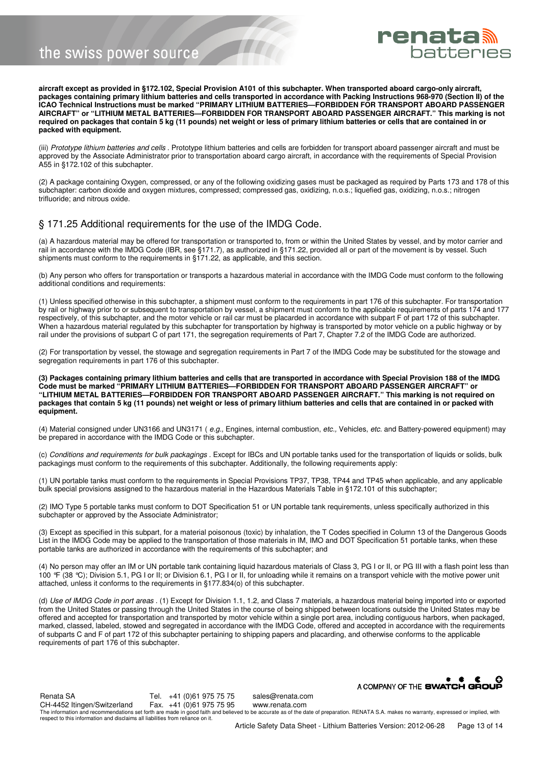**aircraft except as provided in §172.102, Special Provision A101 of this subchapter. When transported aboard cargo-only aircraft, packages containing primary lithium batteries and cells transported in accordance with Packing Instructions 968-970 (Section II) of the ICAO Technical Instructions must be marked "PRIMARY LITHIUM BATTERIES—FORBIDDEN FOR TRANSPORT ABOARD PASSENGER AIRCRAFT" or "LITHIUM METAL BATTERIES—FORBIDDEN FOR TRANSPORT ABOARD PASSENGER AIRCRAFT." This marking is not required on packages that contain 5 kg (11 pounds) net weight or less of primary lithium batteries or cells that are contained in or packed with equipment.**

(iii) *Prototype lithium batteries and cells* . Prototype lithium batteries and cells are forbidden for transport aboard passenger aircraft and must be approved by the Associate Administrator prior to transportation aboard cargo aircraft, in accordance with the requirements of Special Provision A55 in §172.102 of this subchapter.

(2) A package containing Oxygen, compressed, or any of the following oxidizing gases must be packaged as required by Parts 173 and 178 of this subchapter: carbon dioxide and oxygen mixtures, compressed; compressed gas, oxidizing, n.o.s.; liquefied gas, oxidizing, n.o.s.; nitrogen trifluoride; and nitrous oxide.

## § 171.25 Additional requirements for the use of the IMDG Code.

(a) A hazardous material may be offered for transportation or transported to, from or within the United States by vessel, and by motor carrier and rail in accordance with the IMDG Code (IBR, see §171.7), as authorized in §171.22, provided all or part of the movement is by vessel. Such shipments must conform to the requirements in §171.22, as applicable, and this section.

(b) Any person who offers for transportation or transports a hazardous material in accordance with the IMDG Code must conform to the following additional conditions and requirements:

(1) Unless specified otherwise in this subchapter, a shipment must conform to the requirements in part 176 of this subchapter. For transportation by rail or highway prior to or subsequent to transportation by vessel, a shipment must conform to the applicable requirements of parts 174 and 177 respectively, of this subchapter, and the motor vehicle or rail car must be placarded in accordance with subpart F of part 172 of this subchapter. When a hazardous material regulated by this subchapter for transportation by highway is transported by motor vehicle on a public highway or by rail under the provisions of subpart C of part 171, the segregation requirements of Part 7, Chapter 7.2 of the IMDG Code are authorized.

(2) For transportation by vessel, the stowage and segregation requirements in Part 7 of the IMDG Code may be substituted for the stowage and segregation requirements in part 176 of this subchapter.

**(3) Packages containing primary lithium batteries and cells that are transported in accordance with Special Provision 188 of the IMDG Code must be marked "PRIMARY LITHIUM BATTERIES—FORBIDDEN FOR TRANSPORT ABOARD PASSENGER AIRCRAFT" or "LITHIUM METAL BATTERIES—FORBIDDEN FOR TRANSPORT ABOARD PASSENGER AIRCRAFT." This marking is not required on packages that contain 5 kg (11 pounds) net weight or less of primary lithium batteries and cells that are contained in or packed with equipment.**

(4) Material consigned under UN3166 and UN3171 ( *e.g.,* Engines, internal combustion, *etc.,* Vehicles, *etc.* and Battery-powered equipment) may be prepared in accordance with the IMDG Code or this subchapter.

(c) *Conditions and requirements for bulk packagings* . Except for IBCs and UN portable tanks used for the transportation of liquids or solids, bulk packagings must conform to the requirements of this subchapter. Additionally, the following requirements apply:

(1) UN portable tanks must conform to the requirements in Special Provisions TP37, TP38, TP44 and TP45 when applicable, and any applicable bulk special provisions assigned to the hazardous material in the Hazardous Materials Table in §172.101 of this subchapter;

(2) IMO Type 5 portable tanks must conform to DOT Specification 51 or UN portable tank requirements, unless specifically authorized in this subchapter or approved by the Associate Administrator;

(3) Except as specified in this subpart, for a material poisonous (toxic) by inhalation, the T Codes specified in Column 13 of the Dangerous Goods List in the IMDG Code may be applied to the transportation of those materials in IM, IMO and DOT Specification 51 portable tanks, when these portable tanks are authorized in accordance with the requirements of this subchapter; and

(4) No person may offer an IM or UN portable tank containing liquid hazardous materials of Class 3, PG I or II, or PG III with a flash point less than 100 °F (38 °C); Division 5.1, PG I or II; or Division 6.1, PG I or II, for unloading while it remains on a transport vehicle with the motive power unit attached, unless it conforms to the requirements in §177.834(o) of this subchapter.

(d) *Use of IMDG Code in port areas* . (1) Except for Division 1.1, 1.2, and Class 7 materials, a hazardous material being imported into or exported from the United States or passing through the United States in the course of being shipped between locations outside the United States may be offered and accepted for transportation and transported by motor vehicle within a single port area, including contiguous harbors, when packaged, marked, classed, labeled, stowed and segregated in accordance with the IMDG Code, offered and accepted in accordance with the requirements of subparts C and F of part 172 of this subchapter pertaining to shipping papers and placarding, and otherwise conforms to the applicable requirements of part 176 of this subchapter.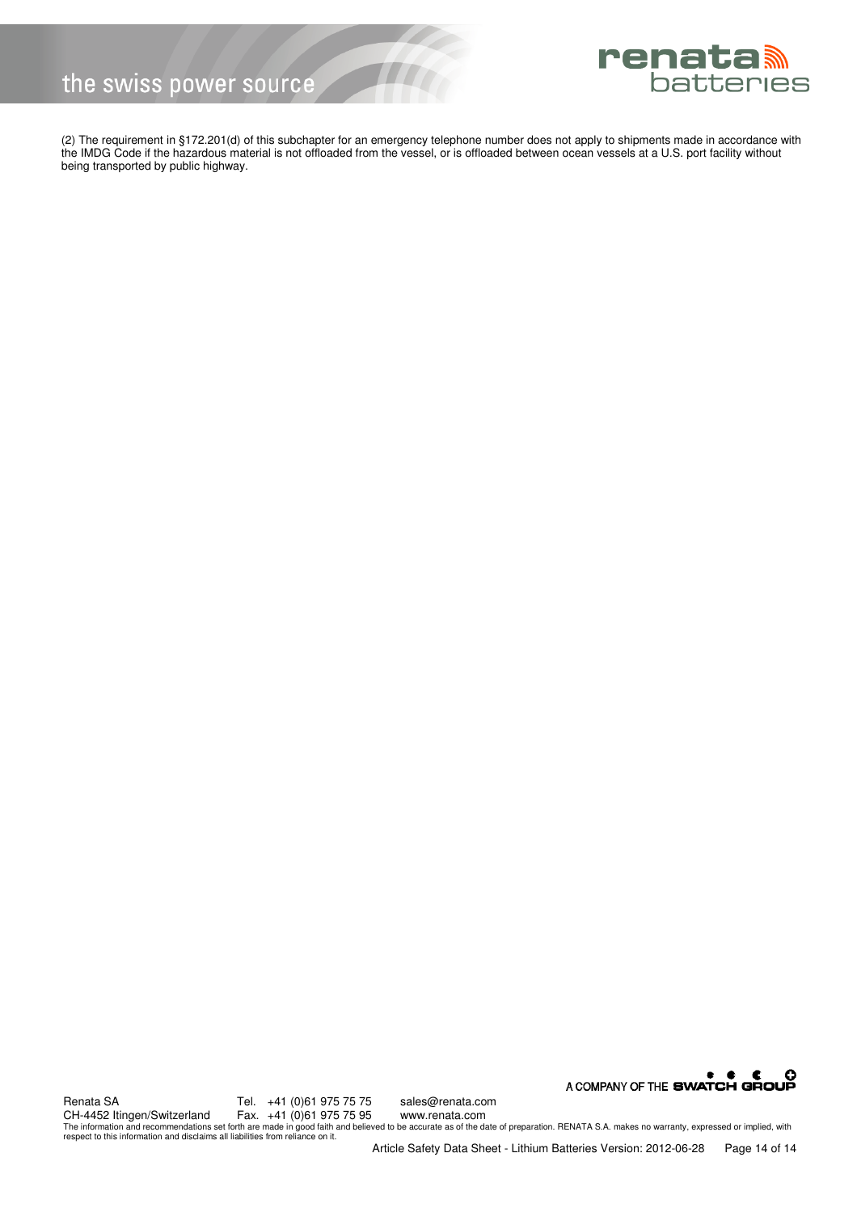(2) The requirement in §172.201(d) of this subchapter for an emergency telephone number does not apply to shipments made in accordance with the IMDG Code if the hazardous material is not offloaded from the vessel, or is offloaded between ocean vessels at a U.S. port facility without being transported by public highway.